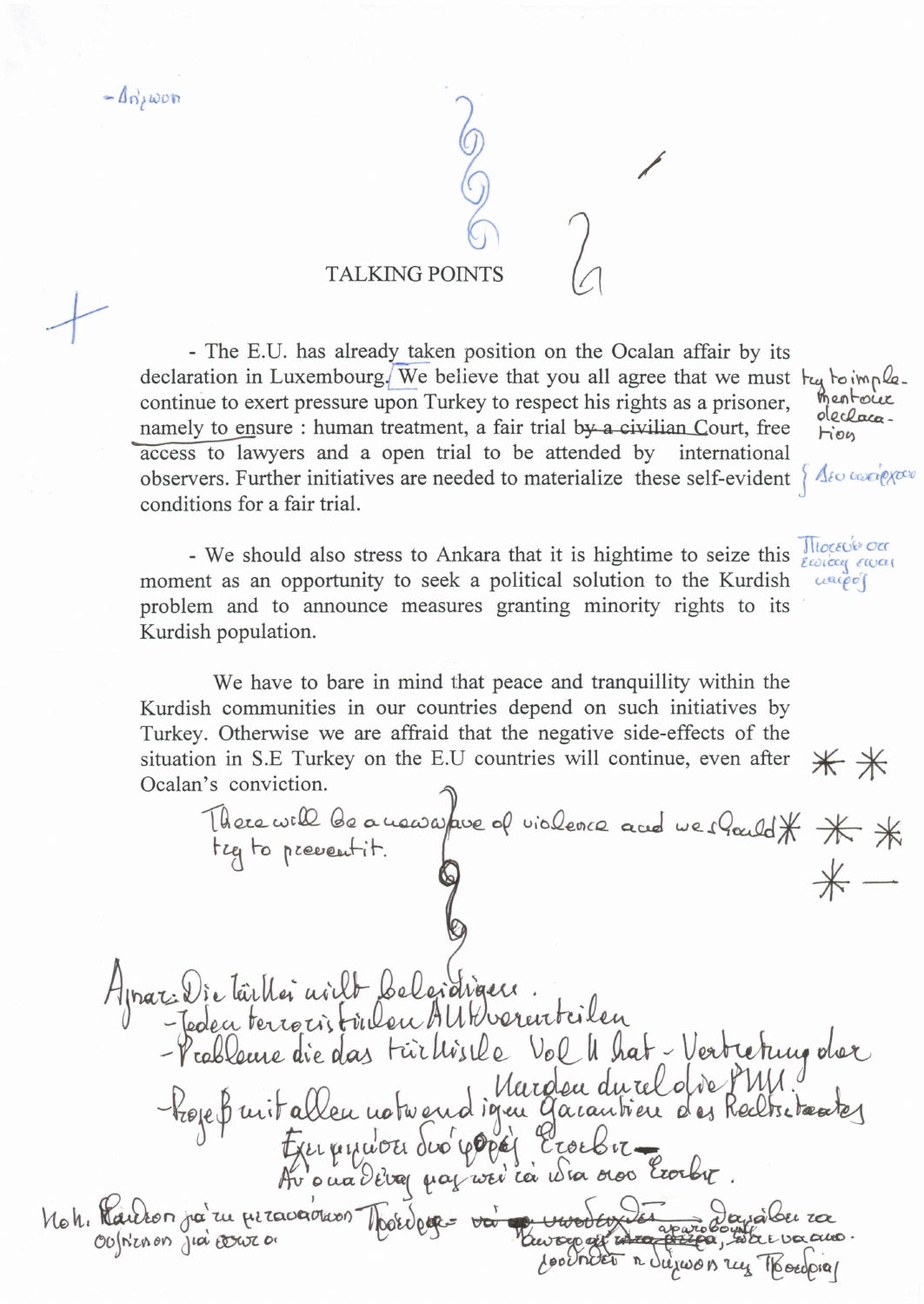-Δήλωση

# TALKING POINTS

- The E.U. has already taken position on the Ocalan affair by its declaration in Luxembourg. We believe that you all agree that we must ~~continue to exert pressure upon~~ try to implement the declaration Turkey to respect his rights as a prisoner, namely to ensure : human treatment, a fair trial ~~by a civilian~~ Court, free access to lawyers and a open trial to be attended by international observers. Further initiatives are needed to materialize these self-evident conditions for a fair trial.

  { Δεν ικανοποιούν

- We should also stress to Ankara that it is hightime to seize this moment as an opportunity to seek a political solution to the Kurdish problem and to announce measures granting minority rights to its Kurdish population.

  Πιστεύω ότι εποχή είναι καιρός

We have to bare in mind that peace and tranquillity within the Kurdish communities in our countries depend on such initiatives by Turkey. Otherwise we are affraid that the negative side-effects of the situation in S.E Turkey on the E.U countries will continue, even after Ocalan's conviction. ✱ ✱

There will be a new wave of violence and we should ✱ ✱ ✱ try to prevent it.

✱ —

Aznar: Die Türkei nicht beleidigen.
- Jeden terroristischen Akt verurteilen
- Probleme die das türkische Volk hat - Vertretung der Kurden durch die PKK.
- Prozeß mit allen notwendigen Garantien des Rechtsstaates

Έχει μιλήσει δυό φορές Ecevit.
Αν ουσιαστικά μας πει τα ίδια στο Ecevit.

Κοh. Κάλεσαν για τη μεταφορά Προεδρίας - να ~~υποδεχθεί~~ αναλάβει τα ~~μέτρα~~ αφαιρούμε ~~αυτά~~, θα επικαλούνται (?) η δήλωση της Προεδρίας

Οδηγίες για αυτό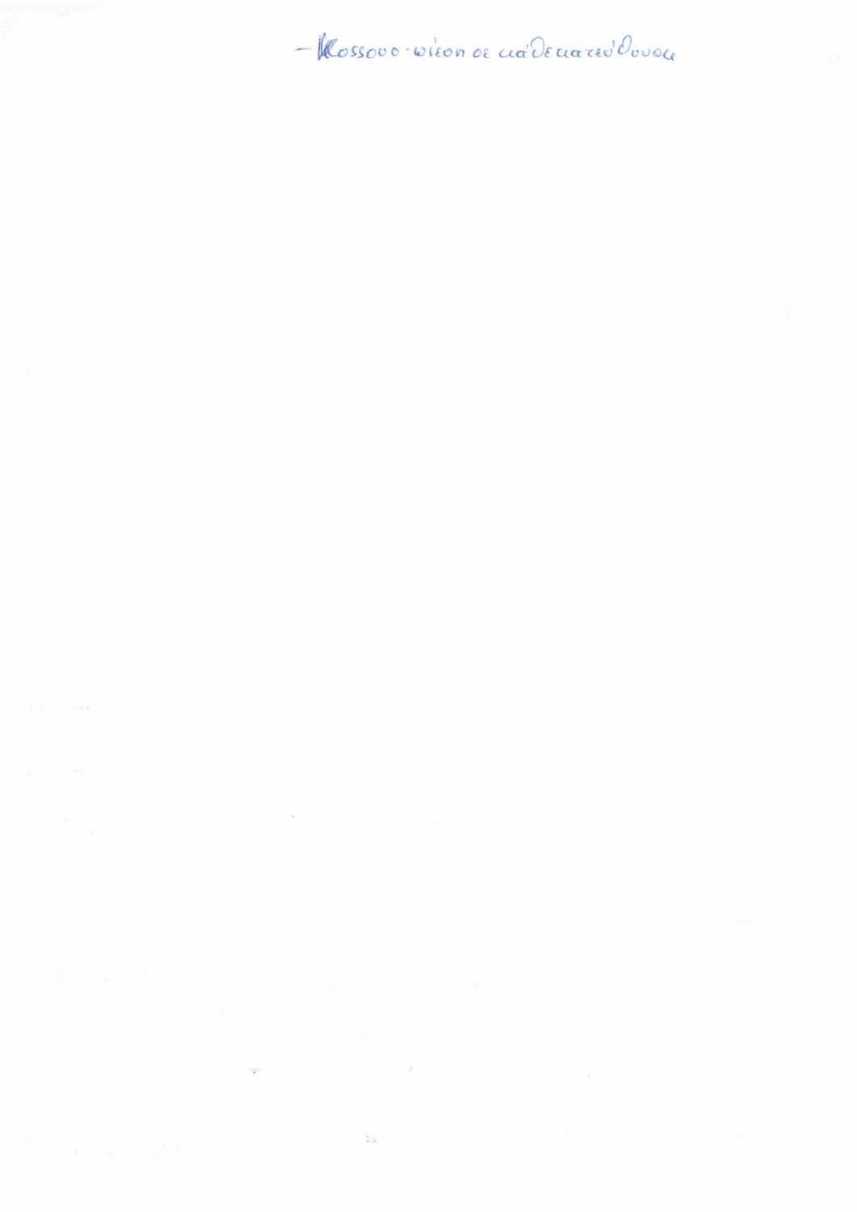— Kossovo - πίεση σε κάθε κατεύθυνση